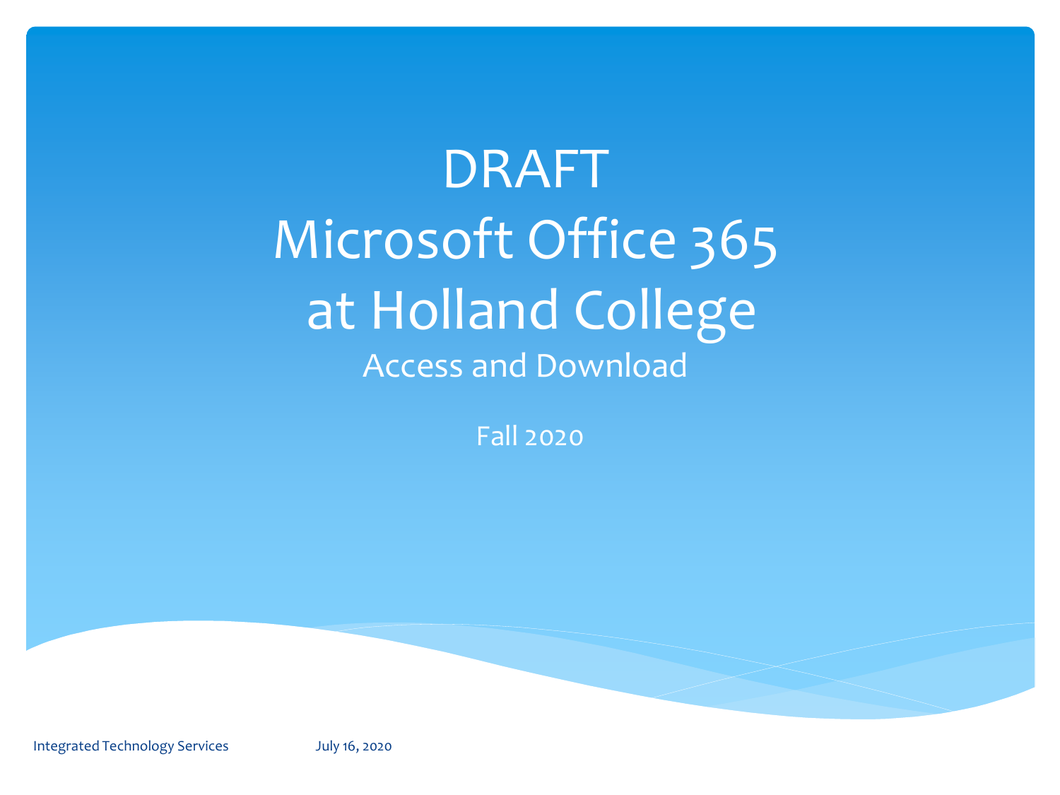# DRAFT
# Microsoft Office 365 at Holland College

## Access and Download

Fall 2020

Integrated Technology Services July 16, 2020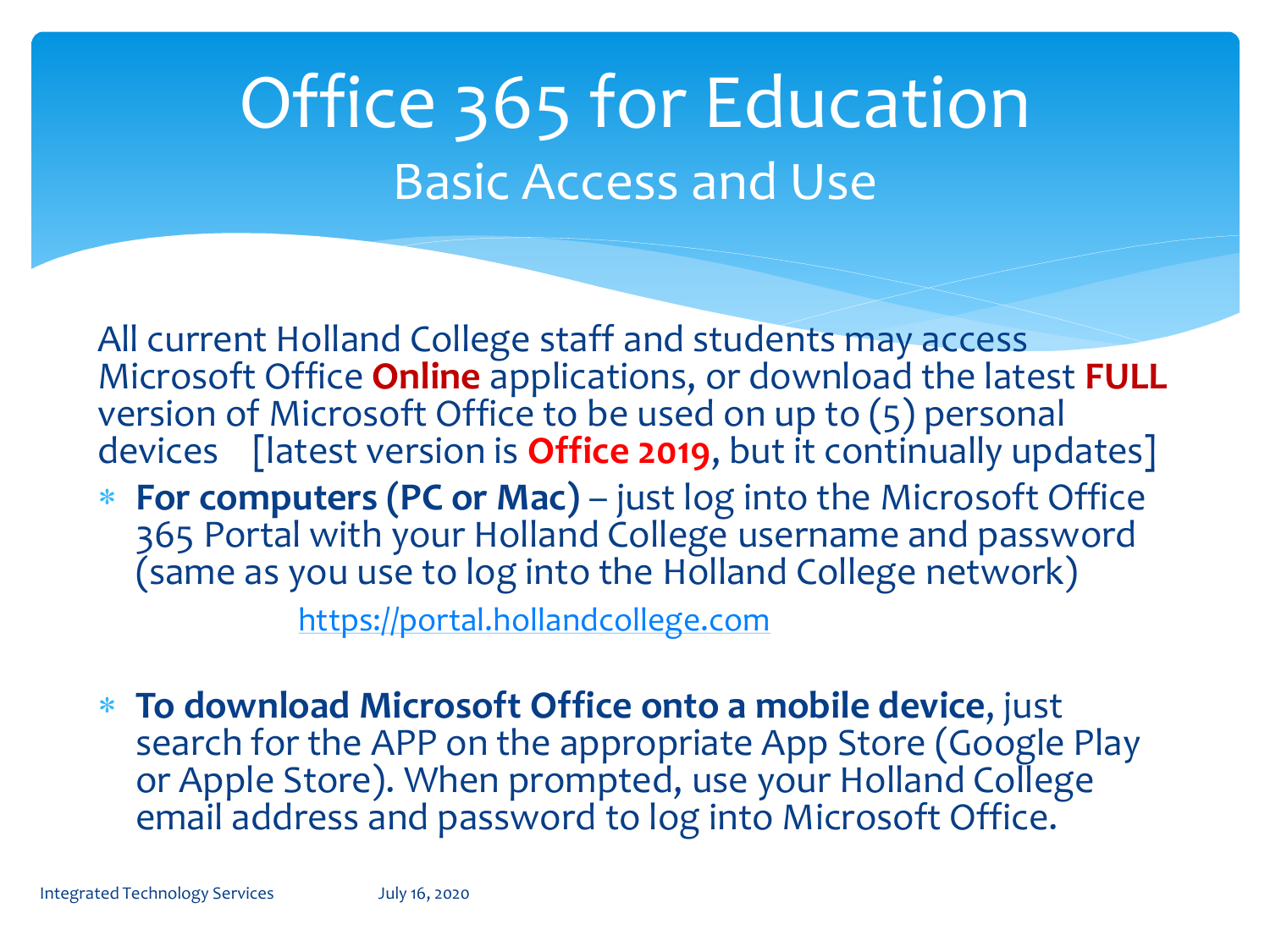# Office 365 for Education

## Basic Access and Use

All current Holland College staff and students may access Microsoft Office **Online** applications, or download the latest **FULL** version of Microsoft Office to be used on up to (5) personal devices [latest version is **Office 2019**, but it continually updates]

- **For computers (PC or Mac)** – just log into the Microsoft Office 365 Portal with your Holland College username and password (same as you use to log into the Holland College network)

  https://portal.hollandcollege.com

- **To download Microsoft Office onto a mobile device**, just search for the APP on the appropriate App Store (Google Play or Apple Store). When prompted, use your Holland College email address and password to log into Microsoft Office.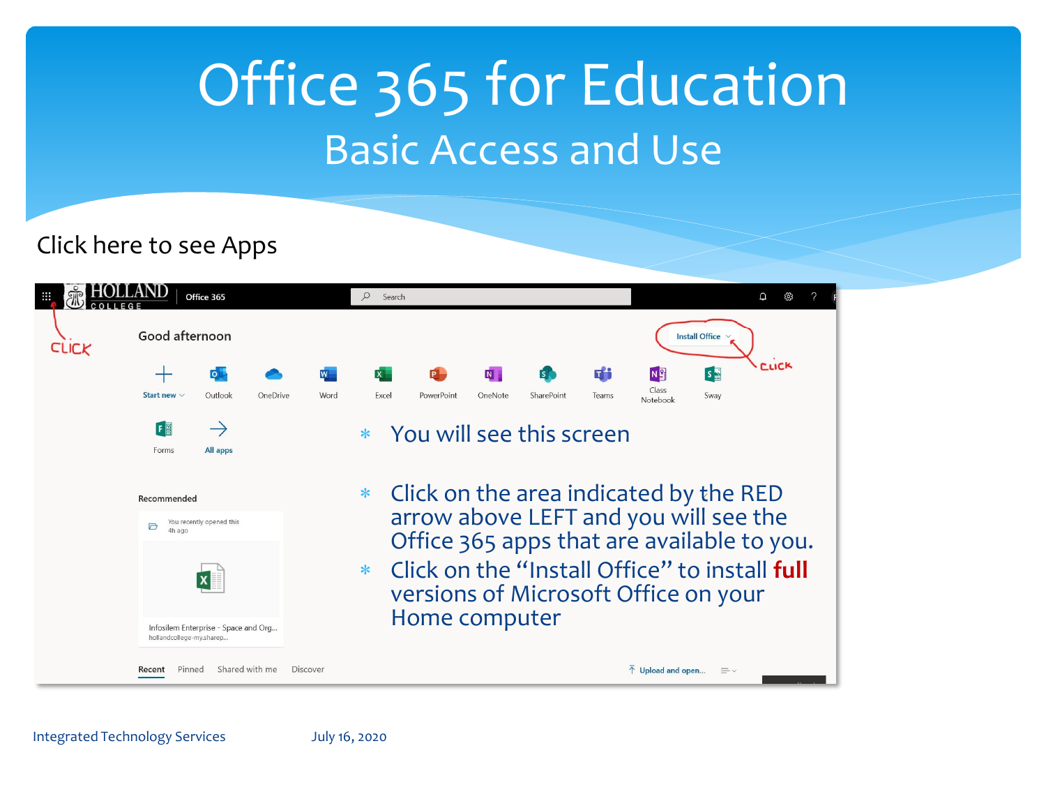# Office 365 for Education

## Basic Access and Use

Click here to see Apps

- You will see this screen
- Click on the area indicated by the RED arrow above LEFT and you will see the Office 365 apps that are available to you.
- Click on the "Install Office" to install **full** versions of Microsoft Office on your Home computer

Integrated Technology Services July 16, 2020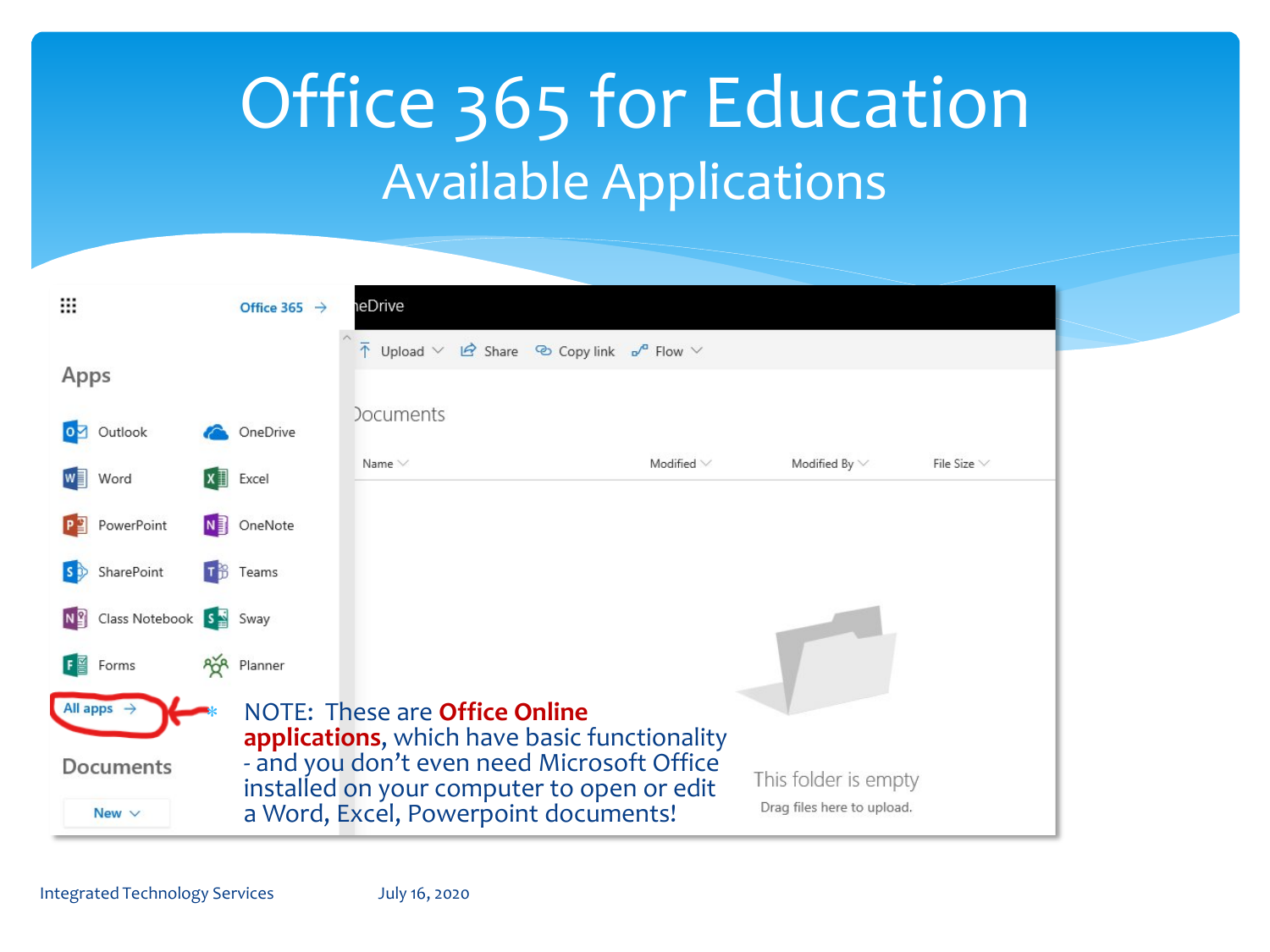# Office 365 for Education

## Available Applications

Office 365 →

Apps

- Outlook
- OneDrive
- Word
- Excel
- PowerPoint
- OneNote
- SharePoint
- Teams
- Class Notebook
- Sway
- Forms
- Planner

All apps →

Documents

New

neDrive

Upload | Share | Copy link | Flow

Documents

| Name | Modified | Modified By | File Size |
|---|---|---|---|

This folder is empty

Drag files here to upload.

NOTE: These are **Office Online applications**, which have basic functionality - and you don't even need Microsoft Office installed on your computer to open or edit a Word, Excel, Powerpoint documents!

Integrated Technology Services July 16, 2020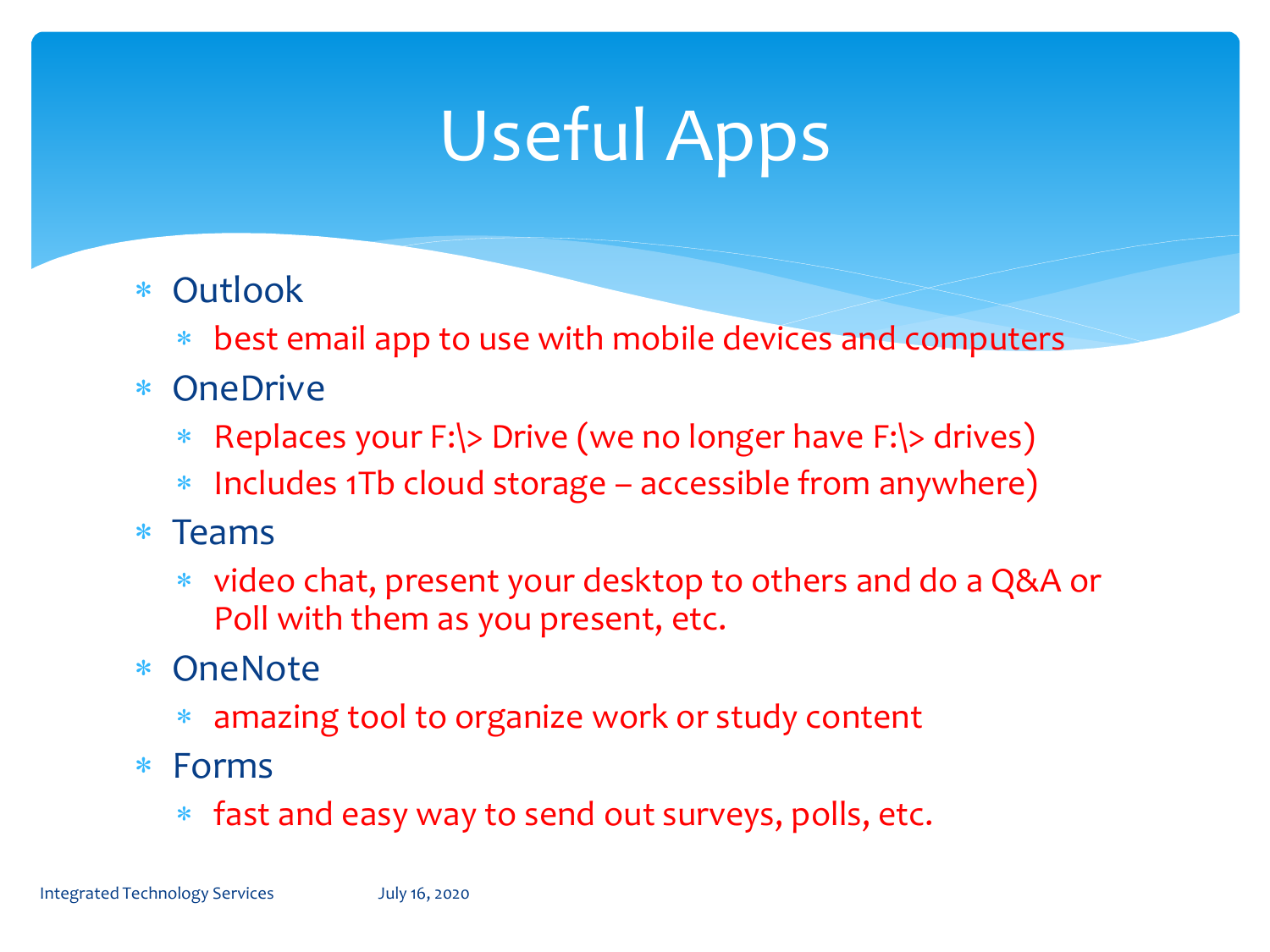# Useful Apps

- Outlook
  - best email app to use with mobile devices and computers
- OneDrive
  - Replaces your F:\> Drive (we no longer have F:\> drives)
  - Includes 1Tb cloud storage – accessible from anywhere)
- Teams
  - video chat, present your desktop to others and do a Q&A or Poll with them as you present, etc.
- OneNote
  - amazing tool to organize work or study content
- Forms
  - fast and easy way to send out surveys, polls, etc.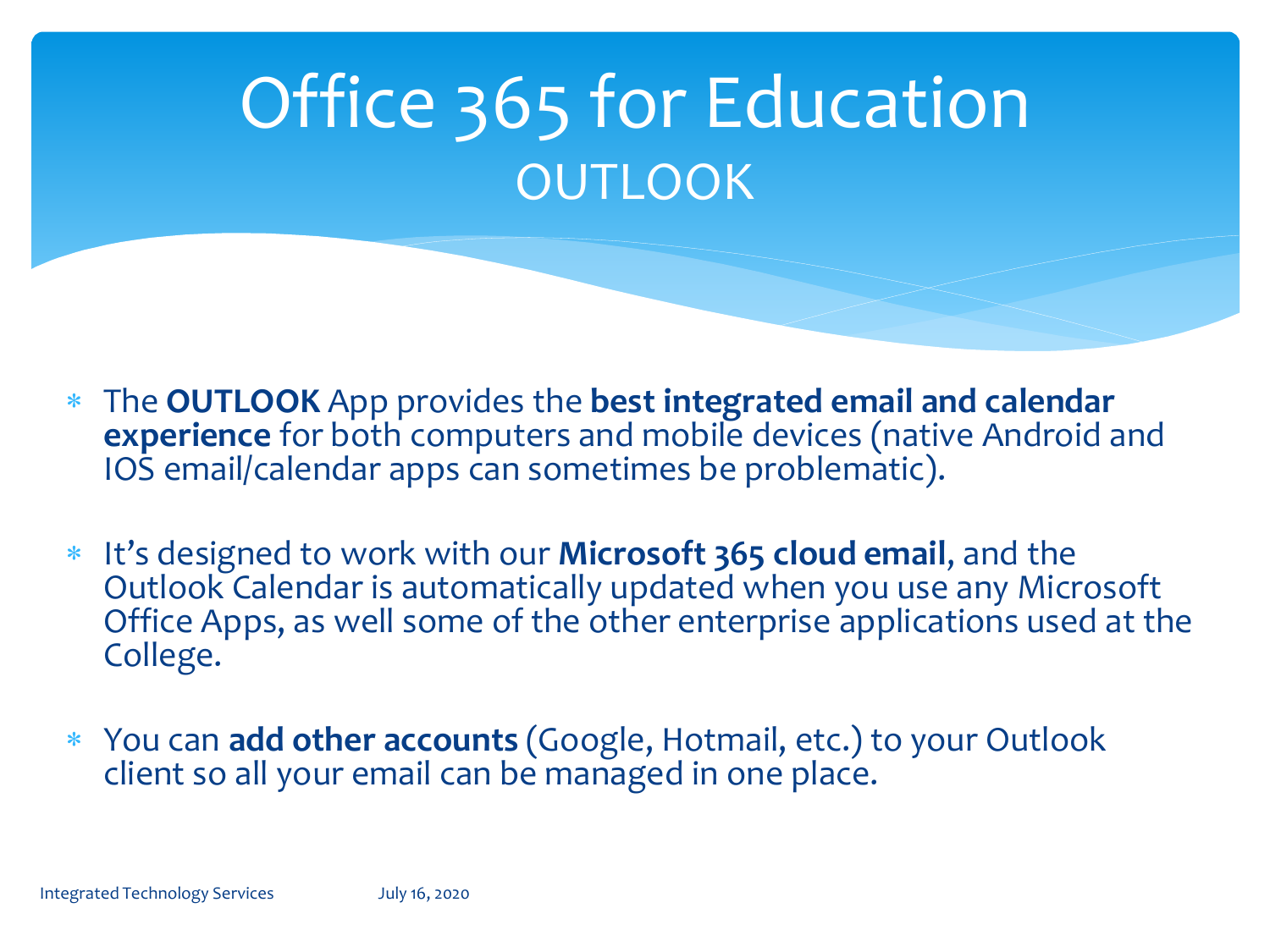# Office 365 for Education
## OUTLOOK

- The **OUTLOOK** App provides the **best integrated email and calendar experience** for both computers and mobile devices (native Android and IOS email/calendar apps can sometimes be problematic).

- It's designed to work with our **Microsoft 365 cloud email**, and the Outlook Calendar is automatically updated when you use any Microsoft Office Apps, as well some of the other enterprise applications used at the College.

- You can **add other accounts** (Google, Hotmail, etc.) to your Outlook client so all your email can be managed in one place.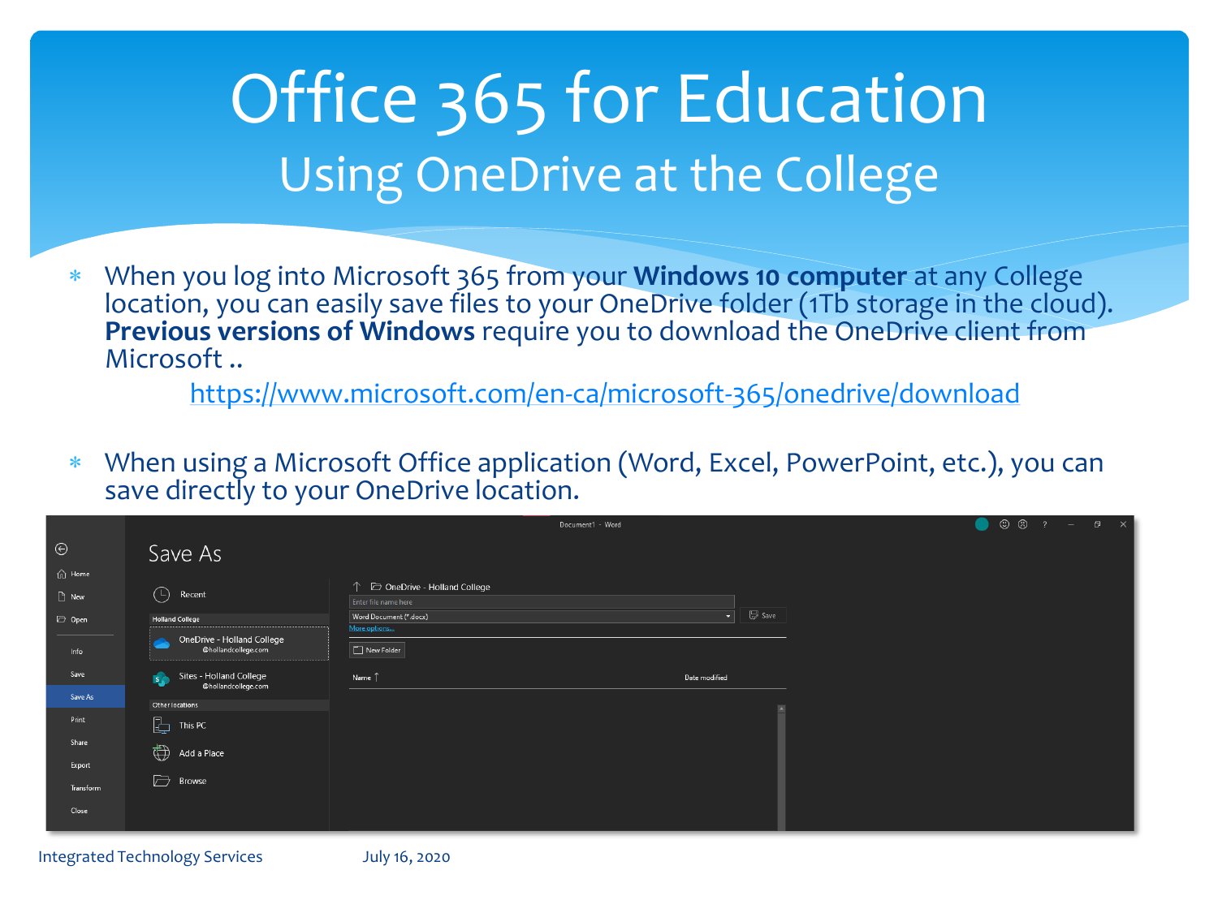# Office 365 for Education

## Using OneDrive at the College

- When you log into Microsoft 365 from your **Windows 10 computer** at any College location, you can easily save files to your OneDrive folder (1Tb storage in the cloud). **Previous versions of Windows** require you to download the OneDrive client from Microsoft ..

  https://www.microsoft.com/en-ca/microsoft-365/onedrive/download

- When using a Microsoft Office application (Word, Excel, PowerPoint, etc.), you can save directly to your OneDrive location.

Integrated Technology Services July 16, 2020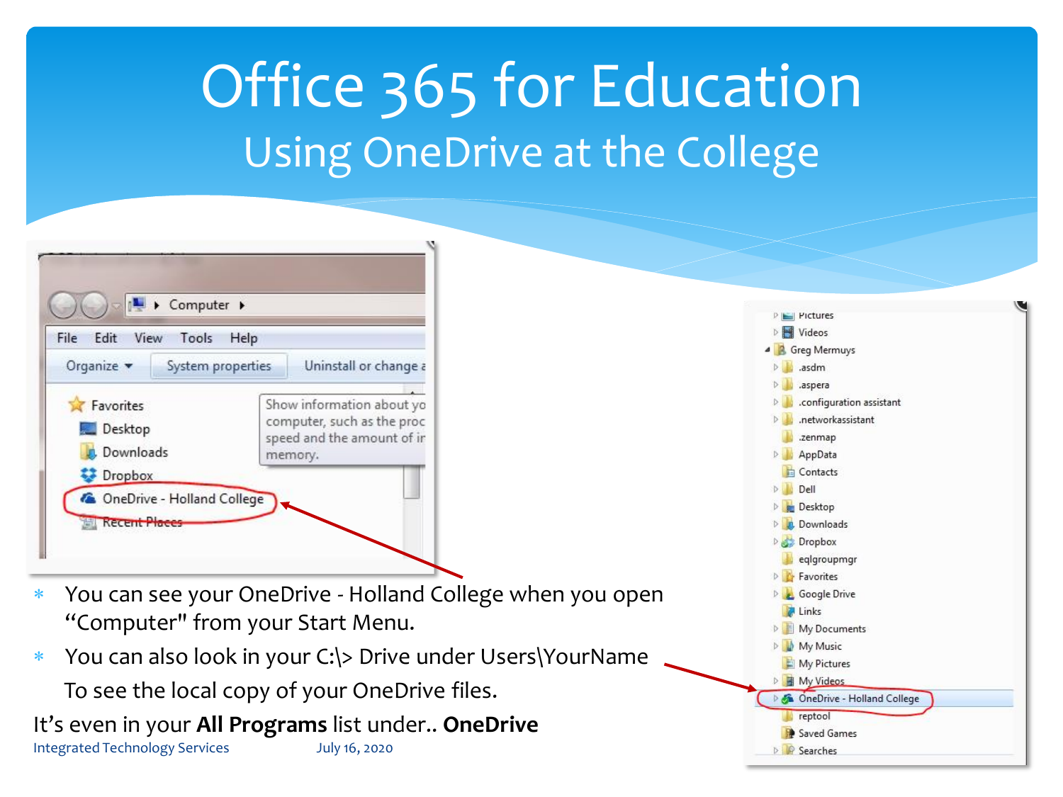# Office 365 for Education

## Using OneDrive at the College

- You can see your OneDrive - Holland College when you open "Computer" from your Start Menu.
- You can also look in your C:\> Drive under Users\YourName

  To see the local copy of your OneDrive files.

It's even in your **All Programs** list under.. **OneDrive**

Integrated Technology Services July 16, 2020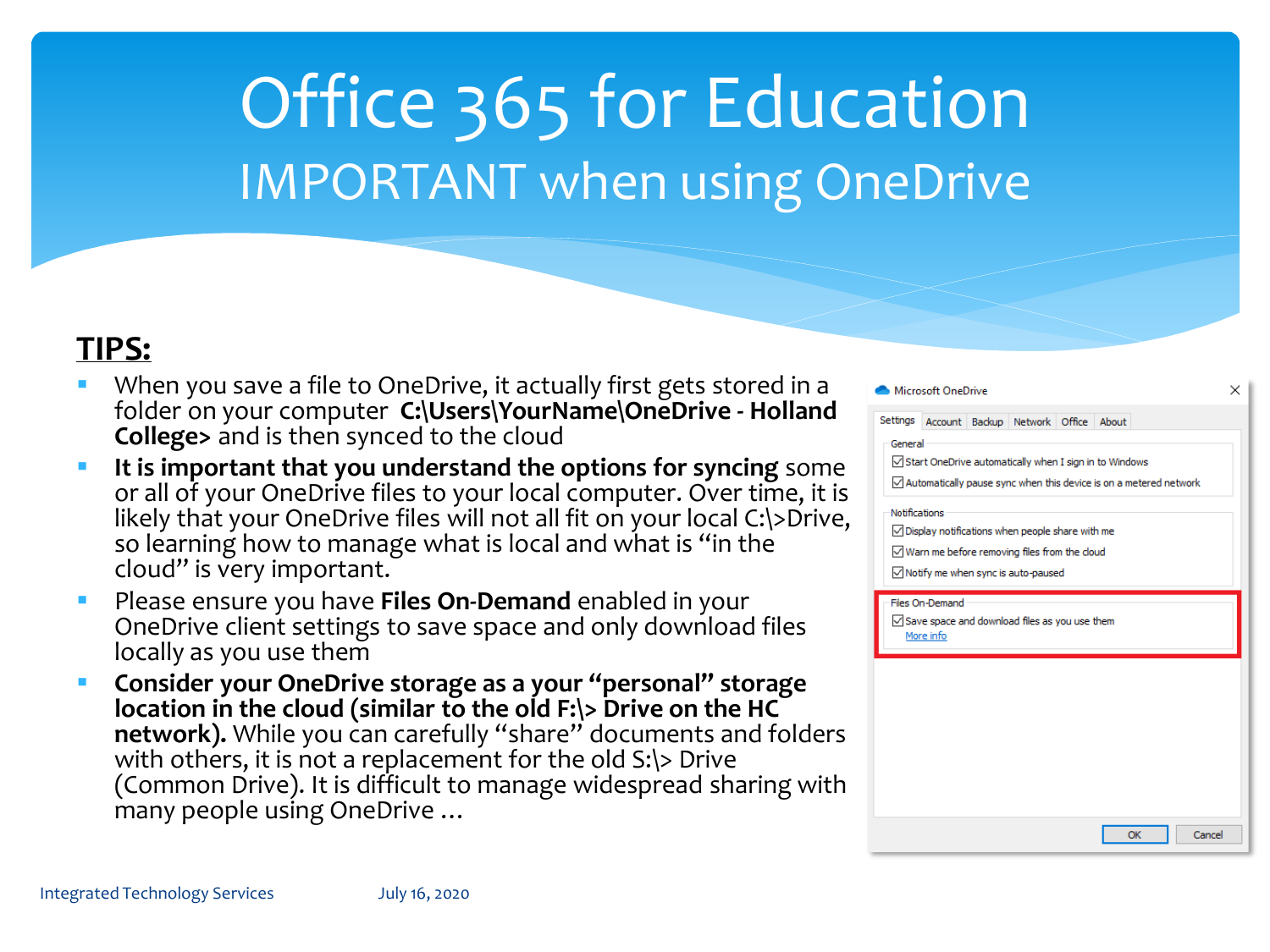# Office 365 for Education

## IMPORTANT when using OneDrive

**TIPS:**

- When you save a file to OneDrive, it actually first gets stored in a folder on your computer **C:\Users\YourName\OneDrive - Holland College>** and is then synced to the cloud
- **It is important that you understand the options for syncing** some or all of your OneDrive files to your local computer. Over time, it is likely that your OneDrive files will not all fit on your local C:\>Drive, so learning how to manage what is local and what is "in the cloud" is very important.
- Please ensure you have **Files On-Demand** enabled in your OneDrive client settings to save space and only download files locally as you use them
- **Consider your OneDrive storage as a your "personal" storage location in the cloud (similar to the old F:\> Drive on the HC network).** While you can carefully "share" documents and folders with others, it is not a replacement for the old S:\> Drive (Common Drive). It is difficult to manage widespread sharing with many people using OneDrive …

Microsoft OneDrive

Settings | Account | Backup | Network | Office | About

General
- ☑ Start OneDrive automatically when I sign in to Windows
- ☑ Automatically pause sync when this device is on a metered network

Notifications
- ☑ Display notifications when people share with me
- ☑ Warn me before removing files from the cloud
- ☑ Notify me when sync is auto-paused

Files On-Demand
- ☑ Save space and download files as you use them

More info

OK | Cancel

Integrated Technology Services July 16, 2020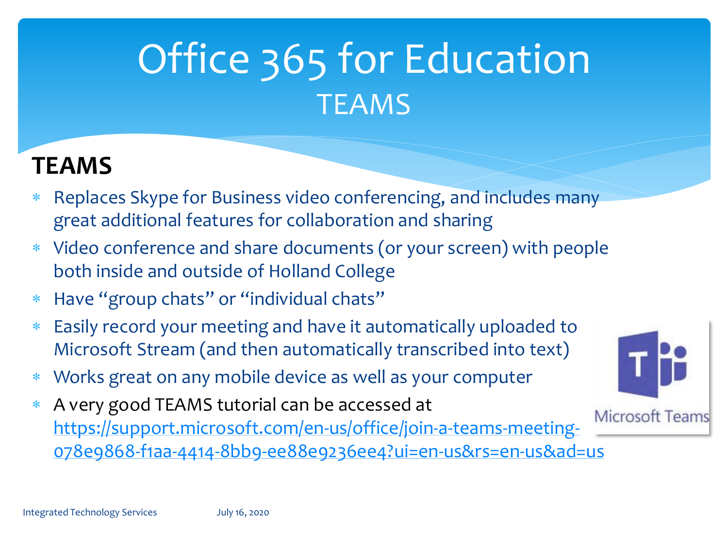# Office 365 for Education
## TEAMS

### TEAMS

- Replaces Skype for Business video conferencing, and includes many great additional features for collaboration and sharing
- Video conference and share documents (or your screen) with people both inside and outside of Holland College
- Have "group chats" or "individual chats"
- Easily record your meeting and have it automatically uploaded to Microsoft Stream (and then automatically transcribed into text)
- Works great on any mobile device as well as your computer
- A very good TEAMS tutorial can be accessed at https://support.microsoft.com/en-us/office/join-a-teams-meeting-078e9868-f1aa-4414-8bb9-ee88e9236ee4?ui=en-us&rs=en-us&ad=us

Microsoft Teams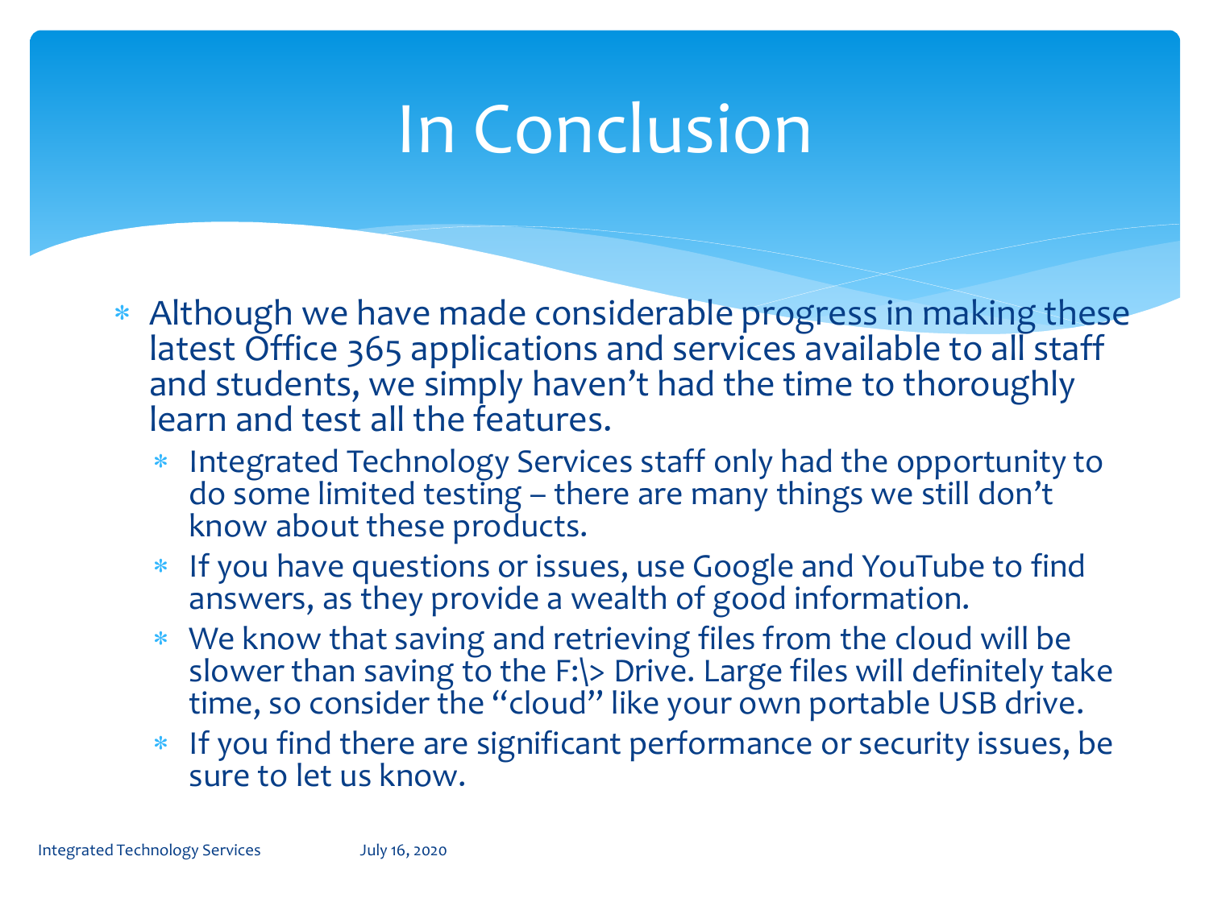# In Conclusion

- Although we have made considerable progress in making these latest Office 365 applications and services available to all staff and students, we simply haven't had the time to thoroughly learn and test all the features.
  - Integrated Technology Services staff only had the opportunity to do some limited testing – there are many things we still don't know about these products.
  - If you have questions or issues, use Google and YouTube to find answers, as they provide a wealth of good information.
  - We know that saving and retrieving files from the cloud will be slower than saving to the F:\> Drive. Large files will definitely take time, so consider the "cloud" like your own portable USB drive.
  - If you find there are significant performance or security issues, be sure to let us know.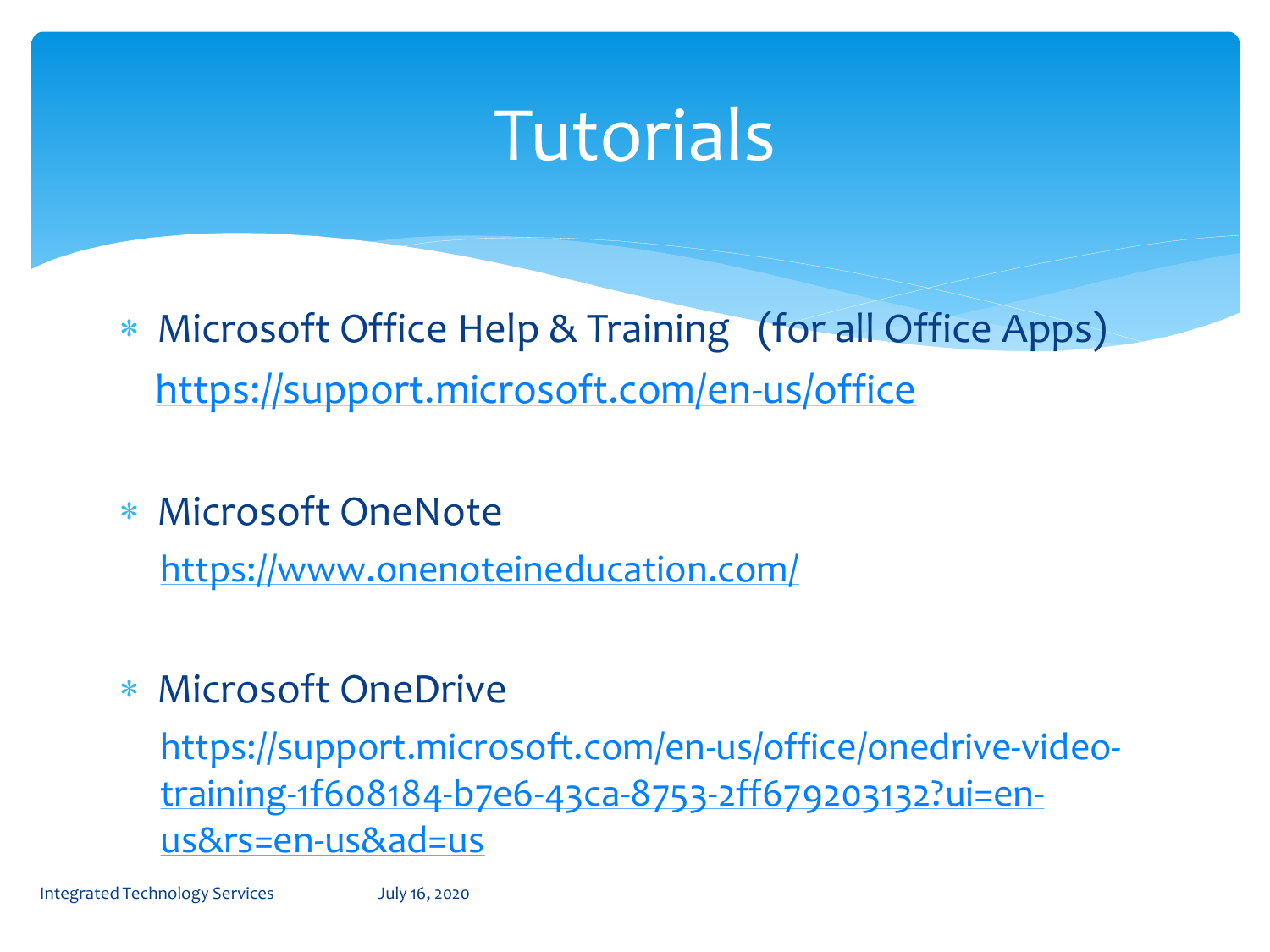# Tutorials

- Microsoft Office Help & Training (for all Office Apps)
  https://support.microsoft.com/en-us/office

- Microsoft OneNote
  https://www.onenoteineducation.com/

- Microsoft OneDrive
  https://support.microsoft.com/en-us/office/onedrive-video-training-1f608184-b7e6-43ca-8753-2ff679203132?ui=en-us&rs=en-us&ad=us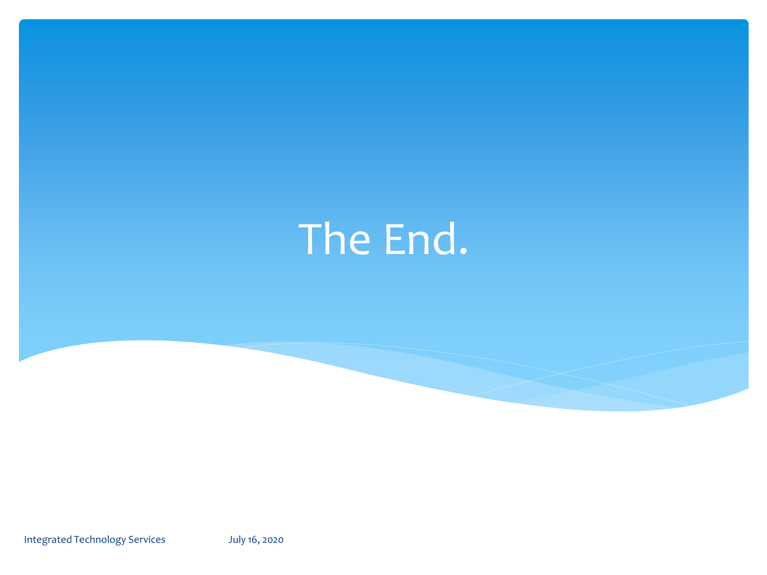# The End.